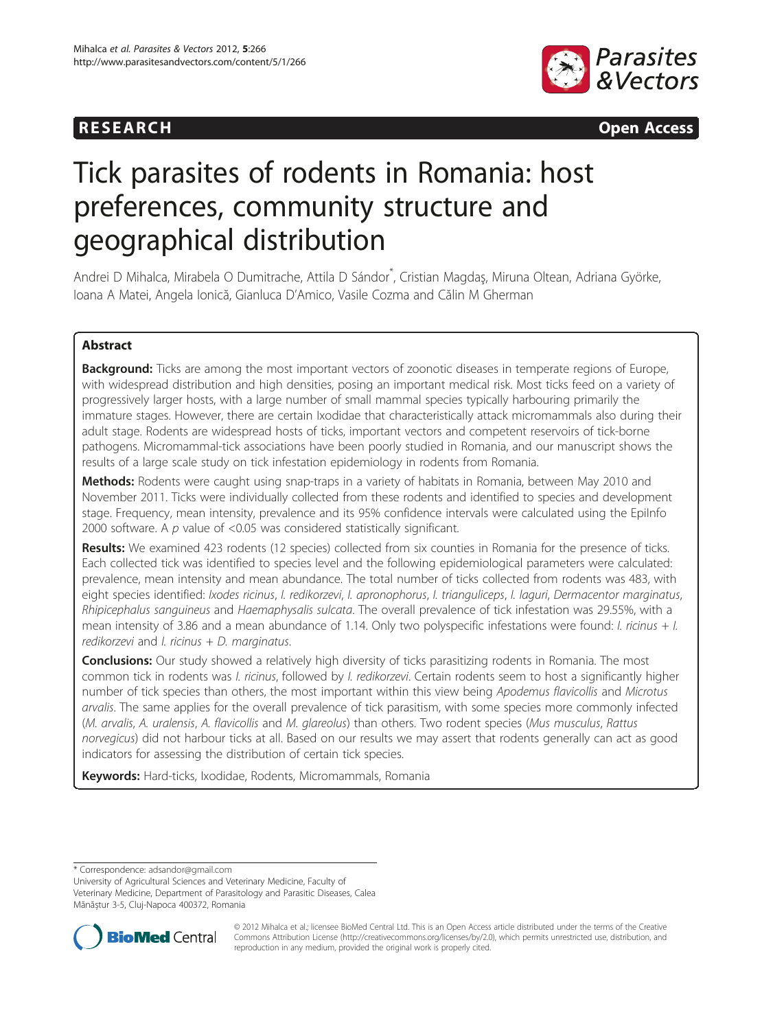RESEARCH Open Access

# Tick parasites of rodents in Romania: host preferences, community structure and geographical distribution

Andrei D Mihalca, Mirabela O Dumitrache, Attila D Sándor*, Cristian Magdaş, Miruna Oltean, Adriana Györke, Ioana A Matei, Angela Ionică, Gianluca D'Amico, Vasile Cozma and Călin M Gherman

## Abstract

**Background:** Ticks are among the most important vectors of zoonotic diseases in temperate regions of Europe, with widespread distribution and high densities, posing an important medical risk. Most ticks feed on a variety of progressively larger hosts, with a large number of small mammal species typically harbouring primarily the immature stages. However, there are certain Ixodidae that characteristically attack micromammals also during their adult stage. Rodents are widespread hosts of ticks, important vectors and competent reservoirs of tick-borne pathogens. Micromammal-tick associations have been poorly studied in Romania, and our manuscript shows the results of a large scale study on tick infestation epidemiology in rodents from Romania.

**Methods:** Rodents were caught using snap-traps in a variety of habitats in Romania, between May 2010 and November 2011. Ticks were individually collected from these rodents and identified to species and development stage. Frequency, mean intensity, prevalence and its 95% confidence intervals were calculated using the EpiInfo 2000 software. A *p* value of <0.05 was considered statistically significant.

**Results:** We examined 423 rodents (12 species) collected from six counties in Romania for the presence of ticks. Each collected tick was identified to species level and the following epidemiological parameters were calculated: prevalence, mean intensity and mean abundance. The total number of ticks collected from rodents was 483, with eight species identified: *Ixodes ricinus*, *I. redikorzevi*, *I. apronophorus*, *I. trianguliceps*, *I. laguri*, *Dermacentor marginatus*, *Rhipicephalus sanguineus* and *Haemaphysalis sulcata*. The overall prevalence of tick infestation was 29.55%, with a mean intensity of 3.86 and a mean abundance of 1.14. Only two polyspecific infestations were found: *I. ricinus* + *I. redikorzevi* and *I. ricinus* + *D. marginatus*.

**Conclusions:** Our study showed a relatively high diversity of ticks parasitizing rodents in Romania. The most common tick in rodents was *I. ricinus*, followed by *I. redikorzevi*. Certain rodents seem to host a significantly higher number of tick species than others, the most important within this view being *Apodemus flavicollis* and *Microtus arvalis*. The same applies for the overall prevalence of tick parasitism, with some species more commonly infected (*M. arvalis*, *A. uralensis*, *A. flavicollis* and *M. glareolus*) than others. Two rodent species (*Mus musculus*, *Rattus norvegicus*) did not harbour ticks at all. Based on our results we may assert that rodents generally can act as good indicators for assessing the distribution of certain tick species.

**Keywords:** Hard-ticks, Ixodidae, Rodents, Micromammals, Romania

---

* Correspondence: adsandor@gmail.com
University of Agricultural Sciences and Veterinary Medicine, Faculty of Veterinary Medicine, Department of Parasitology and Parasitic Diseases, Calea Mănăştur 3-5, Cluj-Napoca 400372, Romania

© 2012 Mihalca et al.; licensee BioMed Central Ltd. This is an Open Access article distributed under the terms of the Creative Commons Attribution License (http://creativecommons.org/licenses/by/2.0), which permits unrestricted use, distribution, and reproduction in any medium, provided the original work is properly cited.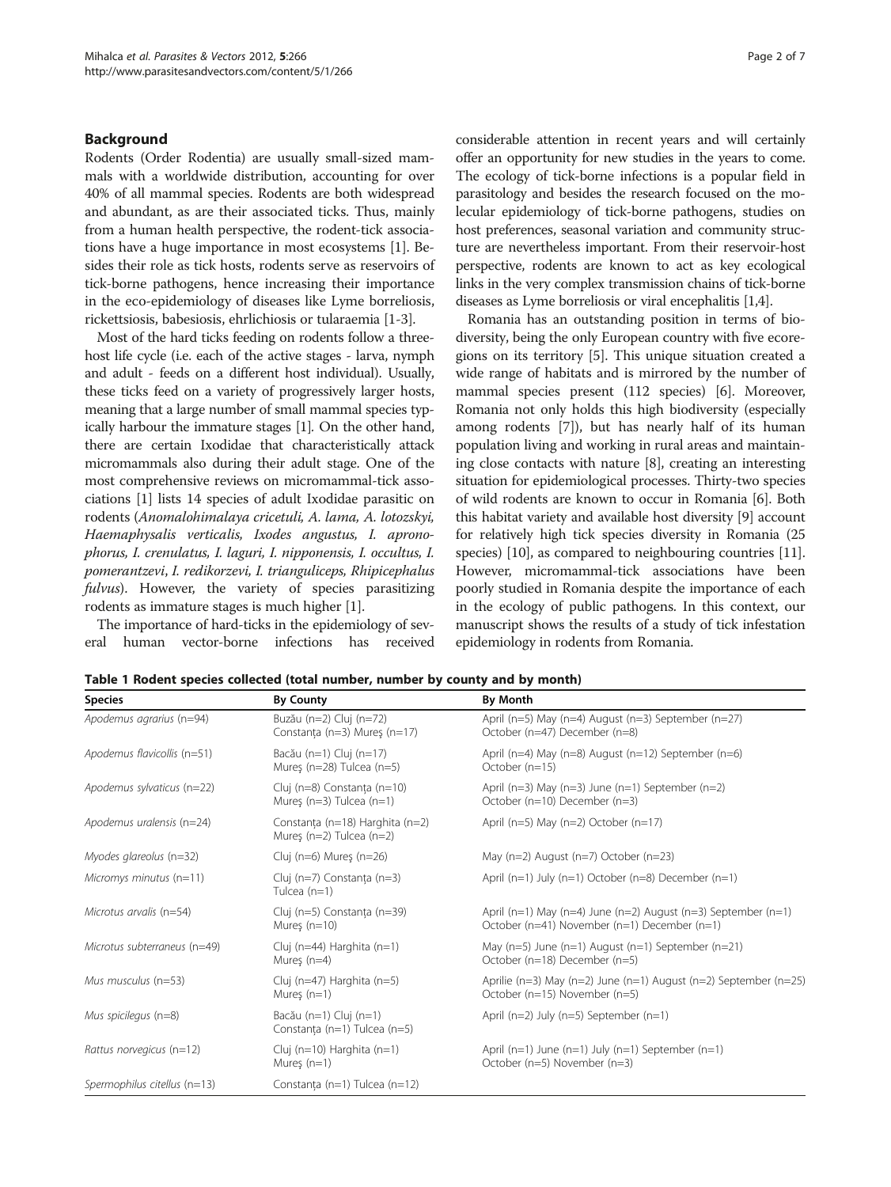## Background

Rodents (Order Rodentia) are usually small-sized mammals with a worldwide distribution, accounting for over 40% of all mammal species. Rodents are both widespread and abundant, as are their associated ticks. Thus, mainly from a human health perspective, the rodent-tick associations have a huge importance in most ecosystems [1]. Besides their role as tick hosts, rodents serve as reservoirs of tick-borne pathogens, hence increasing their importance in the eco-epidemiology of diseases like Lyme borreliosis, rickettsiosis, babesiosis, ehrlichiosis or tularaemia [1-3].

Most of the hard ticks feeding on rodents follow a three-host life cycle (i.e. each of the active stages - larva, nymph and adult - feeds on a different host individual). Usually, these ticks feed on a variety of progressively larger hosts, meaning that a large number of small mammal species typically harbour the immature stages [1]. On the other hand, there are certain Ixodidae that characteristically attack micromammals also during their adult stage. One of the most comprehensive reviews on micromammal-tick associations [1] lists 14 species of adult Ixodidae parasitic on rodents (*Anomalohimalaya cricetuli, A. lama, A. lotozskyi, Haemaphysalis verticalis, Ixodes angustus, I. apronophorus, I. crenulatus, I. laguri, I. nipponensis, I. occultus, I. pomerantzevi*, *I. redikorzevi, I. trianguliceps, Rhipicephalus fulvus*). However, the variety of species parasitizing rodents as immature stages is much higher [1].

The importance of hard-ticks in the epidemiology of several human vector-borne infections has received considerable attention in recent years and will certainly offer an opportunity for new studies in the years to come. The ecology of tick-borne infections is a popular field in parasitology and besides the research focused on the molecular epidemiology of tick-borne pathogens, studies on host preferences, seasonal variation and community structure are nevertheless important. From their reservoir-host perspective, rodents are known to act as key ecological links in the very complex transmission chains of tick-borne diseases as Lyme borreliosis or viral encephalitis [1,4].

Romania has an outstanding position in terms of biodiversity, being the only European country with five ecoregions on its territory [5]. This unique situation created a wide range of habitats and is mirrored by the number of mammal species present (112 species) [6]. Moreover, Romania not only holds this high biodiversity (especially among rodents [7]), but has nearly half of its human population living and working in rural areas and maintaining close contacts with nature [8], creating an interesting situation for epidemiological processes. Thirty-two species of wild rodents are known to occur in Romania [6]. Both this habitat variety and available host diversity [9] account for relatively high tick species diversity in Romania (25 species) [10], as compared to neighbouring countries [11]. However, micromammal-tick associations have been poorly studied in Romania despite the importance of each in the ecology of public pathogens. In this context, our manuscript shows the results of a study of tick infestation epidemiology in rodents from Romania.

**Table 1 Rodent species collected (total number, number by county and by month)**

| Species | By County | By Month |
|---|---|---|
| *Apodemus agrarius* (n=94) | Buzău (n=2) Cluj (n=72) Constanța (n=3) Mureș (n=17) | April (n=5) May (n=4) August (n=3) September (n=27) October (n=47) December (n=8) |
| *Apodemus flavicollis* (n=51) | Bacău (n=1) Cluj (n=17) Mureș (n=28) Tulcea (n=5) | April (n=4) May (n=8) August (n=12) September (n=6) October (n=15) |
| *Apodemus sylvaticus* (n=22) | Cluj (n=8) Constanța (n=10) Mureș (n=3) Tulcea (n=1) | April (n=3) May (n=3) June (n=1) September (n=2) October (n=10) December (n=3) |
| *Apodemus uralensis* (n=24) | Constanța (n=18) Harghita (n=2) Mureș (n=2) Tulcea (n=2) | April (n=5) May (n=2) October (n=17) |
| *Myodes glareolus* (n=32) | Cluj (n=6) Mureș (n=26) | May (n=2) August (n=7) October (n=23) |
| *Micromys minutus* (n=11) | Cluj (n=7) Constanța (n=3) Tulcea (n=1) | April (n=1) July (n=1) October (n=8) December (n=1) |
| *Microtus arvalis* (n=54) | Cluj (n=5) Constanța (n=39) Mureș (n=10) | April (n=1) May (n=4) June (n=2) August (n=3) September (n=1) October (n=41) November (n=1) December (n=1) |
| *Microtus subterraneus* (n=49) | Cluj (n=44) Harghita (n=1) Mureș (n=4) | May (n=5) June (n=1) August (n=1) September (n=21) October (n=18) December (n=5) |
| *Mus musculus* (n=53) | Cluj (n=47) Harghita (n=5) Mureș (n=1) | Aprilie (n=3) May (n=2) June (n=1) August (n=2) September (n=25) October (n=15) November (n=5) |
| *Mus spicilegus* (n=8) | Bacău (n=1) Cluj (n=1) Constanța (n=1) Tulcea (n=5) | April (n=2) July (n=5) September (n=1) |
| *Rattus norvegicus* (n=12) | Cluj (n=10) Harghita (n=1) Mureș (n=1) | April (n=1) June (n=1) July (n=1) September (n=1) October (n=5) November (n=3) |
| *Spermophilus citellus* (n=13) | Constanța (n=1) Tulcea (n=12) | |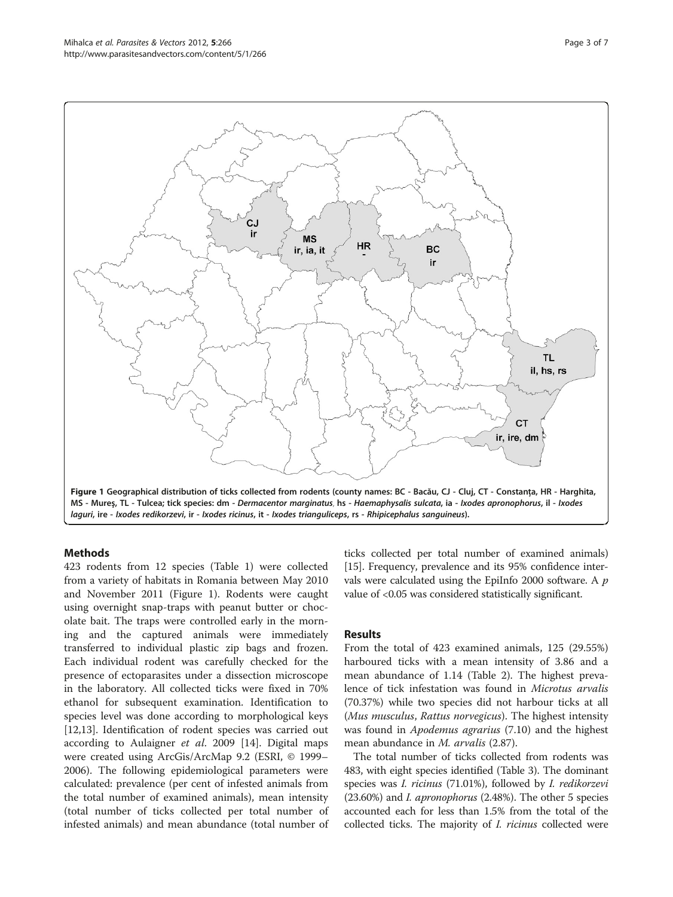Figure 1 Geographical distribution of ticks collected from rodents (county names: BC - Bacău, CJ - Cluj, CT - Constanța, HR - Harghita, MS - Mureş, TL - Tulcea; tick species: dm - *Dermacentor marginatus*, hs - *Haemaphysalis sulcata*, ia - *Ixodes apronophorus*, il - *Ixodes laguri*, ire - *Ixodes redikorzevi*, ir - *Ixodes ricinus*, it - *Ixodes trianguliceps*, rs - *Rhipicephalus sanguineus*).

## Methods

423 rodents from 12 species (Table 1) were collected from a variety of habitats in Romania between May 2010 and November 2011 (Figure 1). Rodents were caught using overnight snap-traps with peanut butter or chocolate bait. The traps were controlled early in the morning and the captured animals were immediately transferred to individual plastic zip bags and frozen. Each individual rodent was carefully checked for the presence of ectoparasites under a dissection microscope in the laboratory. All collected ticks were fixed in 70% ethanol for subsequent examination. Identification to species level was done according to morphological keys [12,13]. Identification of rodent species was carried out according to Aulaigner *et al.* 2009 [14]. Digital maps were created using ArcGis/ArcMap 9.2 (ESRI, © 1999–2006). The following epidemiological parameters were calculated: prevalence (per cent of infested animals from the total number of examined animals), mean intensity (total number of ticks collected per total number of infested animals) and mean abundance (total number of ticks collected per total number of examined animals) [15]. Frequency, prevalence and its 95% confidence intervals were calculated using the EpiInfo 2000 software. A $p$ value of <0.05 was considered statistically significant.

## Results

From the total of 423 examined animals, 125 (29.55%) harboured ticks with a mean intensity of 3.86 and a mean abundance of 1.14 (Table 2). The highest prevalence of tick infestation was found in *Microtus arvalis* (70.37%) while two species did not harbour ticks at all (*Mus musculus*, *Rattus norvegicus*). The highest intensity was found in *Apodemus agrarius* (7.10) and the highest mean abundance in *M. arvalis* (2.87).

The total number of ticks collected from rodents was 483, with eight species identified (Table 3). The dominant species was *I. ricinus* (71.01%), followed by *I. redikorzevi* (23.60%) and *I. apronophorus* (2.48%). The other 5 species accounted each for less than 1.5% from the total of the collected ticks. The majority of *I. ricinus* collected were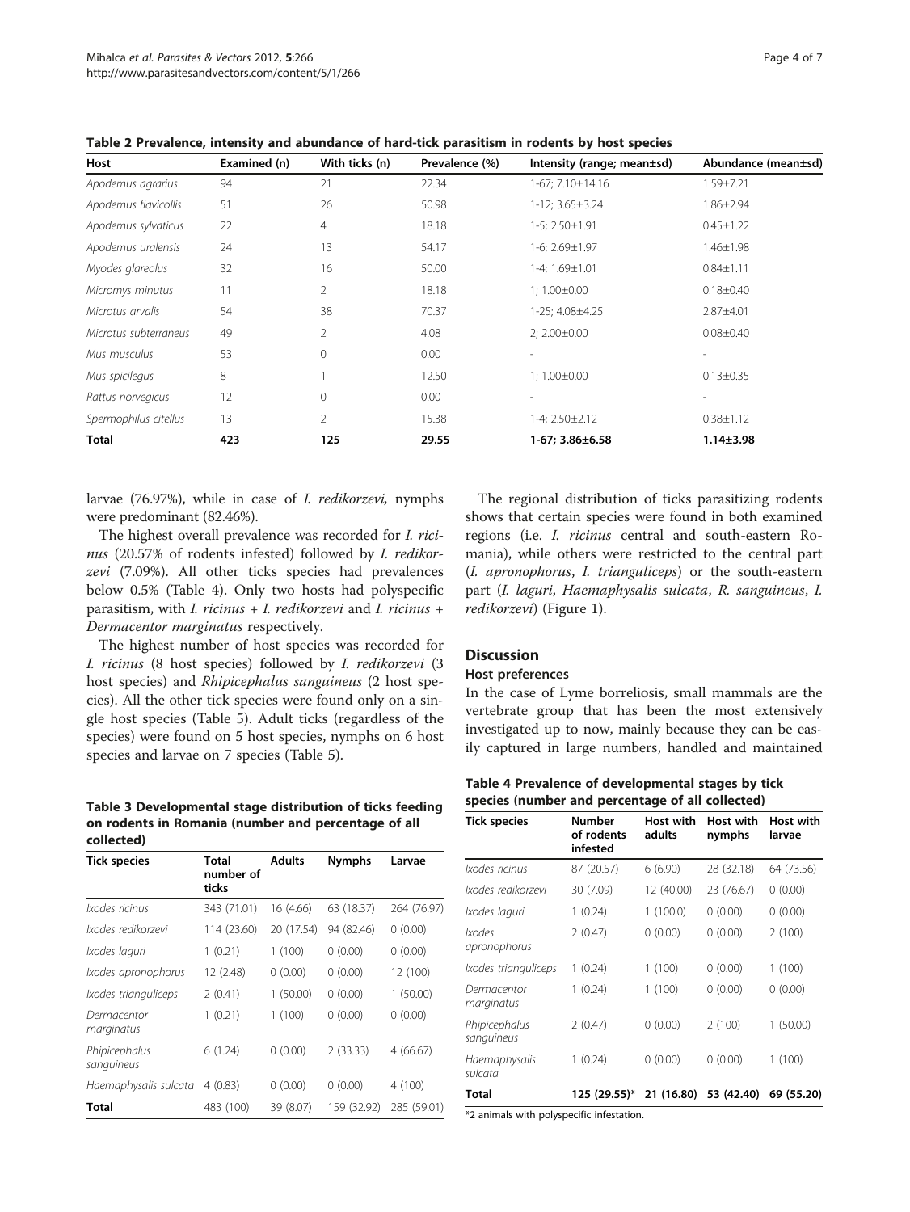**Table 2 Prevalence, intensity and abundance of hard-tick parasitism in rodents by host species**

| Host | Examined (n) | With ticks (n) | Prevalence (%) | Intensity (range; mean±sd) | Abundance (mean±sd) |
|---|---|---|---|---|---|
| *Apodemus agrarius* | 94 | 21 | 22.34 | 1-67; 7.10±14.16 | 1.59±7.21 |
| *Apodemus flavicollis* | 51 | 26 | 50.98 | 1-12; 3.65±3.24 | 1.86±2.94 |
| *Apodemus sylvaticus* | 22 | 4 | 18.18 | 1-5; 2.50±1.91 | 0.45±1.22 |
| *Apodemus uralensis* | 24 | 13 | 54.17 | 1-6; 2.69±1.97 | 1.46±1.98 |
| *Myodes glareolus* | 32 | 16 | 50.00 | 1-4; 1.69±1.01 | 0.84±1.11 |
| *Micromys minutus* | 11 | 2 | 18.18 | 1; 1.00±0.00 | 0.18±0.40 |
| *Microtus arvalis* | 54 | 38 | 70.37 | 1-25; 4.08±4.25 | 2.87±4.01 |
| *Microtus subterraneus* | 49 | 2 | 4.08 | 2; 2.00±0.00 | 0.08±0.40 |
| *Mus musculus* | 53 | 0 | 0.00 | - | - |
| *Mus spicilegus* | 8 | 1 | 12.50 | 1; 1.00±0.00 | 0.13±0.35 |
| *Rattus norvegicus* | 12 | 0 | 0.00 | - | - |
| *Spermophilus citellus* | 13 | 2 | 15.38 | 1-4; 2.50±2.12 | 0.38±1.12 |
| **Total** | **423** | **125** | **29.55** | **1-67; 3.86±6.58** | **1.14±3.98** |

larvae (76.97%), while in case of *I. redikorzevi,* nymphs were predominant (82.46%).

The highest overall prevalence was recorded for *I. ricinus* (20.57% of rodents infested) followed by *I. redikorzevi* (7.09%). All other ticks species had prevalences below 0.5% (Table 4). Only two hosts had polyspecific parasitism, with *I. ricinus* + *I. redikorzevi* and *I. ricinus* + *Dermacentor marginatus* respectively.

The highest number of host species was recorded for *I. ricinus* (8 host species) followed by *I. redikorzevi* (3 host species) and *Rhipicephalus sanguineus* (2 host species). All the other tick species were found only on a single host species (Table 5). Adult ticks (regardless of the species) were found on 5 host species, nymphs on 6 host species and larvae on 7 species (Table 5).

**Table 3 Developmental stage distribution of ticks feeding on rodents in Romania (number and percentage of all collected)**

| Tick species | Total number of ticks | Adults | Nymphs | Larvae |
|---|---|---|---|---|
| *Ixodes ricinus* | 343 (71.01) | 16 (4.66) | 63 (18.37) | 264 (76.97) |
| *Ixodes redikorzevi* | 114 (23.60) | 20 (17.54) | 94 (82.46) | 0 (0.00) |
| *Ixodes laguri* | 1 (0.21) | 1 (100) | 0 (0.00) | 0 (0.00) |
| *Ixodes apronophorus* | 12 (2.48) | 0 (0.00) | 0 (0.00) | 12 (100) |
| *Ixodes trianguliceps* | 2 (0.41) | 1 (50.00) | 0 (0.00) | 1 (50.00) |
| *Dermacentor marginatus* | 1 (0.21) | 1 (100) | 0 (0.00) | 0 (0.00) |
| *Rhipicephalus sanguineus* | 6 (1.24) | 0 (0.00) | 2 (33.33) | 4 (66.67) |
| *Haemaphysalis sulcata* | 4 (0.83) | 0 (0.00) | 0 (0.00) | 4 (100) |
| **Total** | 483 (100) | 39 (8.07) | 159 (32.92) | 285 (59.01) |

The regional distribution of ticks parasitizing rodents shows that certain species were found in both examined regions (i.e. *I. ricinus* central and south-eastern Romania), while others were restricted to the central part (*I. apronophorus*, *I. trianguliceps*) or the south-eastern part (*I. laguri*, *Haemaphysalis sulcata*, *R. sanguineus*, *I. redikorzevi*) (Figure 1).

## Discussion

### Host preferences

In the case of Lyme borreliosis, small mammals are the vertebrate group that has been the most extensively investigated up to now, mainly because they can be easily captured in large numbers, handled and maintained

**Table 4 Prevalence of developmental stages by tick species (number and percentage of all collected)**

| Tick species | Number of rodents infested | Host with adults | Host with nymphs | Host with larvae |
|---|---|---|---|---|
| *Ixodes ricinus* | 87 (20.57) | 6 (6.90) | 28 (32.18) | 64 (73.56) |
| *Ixodes redikorzevi* | 30 (7.09) | 12 (40.00) | 23 (76.67) | 0 (0.00) |
| *Ixodes laguri* | 1 (0.24) | 1 (100.0) | 0 (0.00) | 0 (0.00) |
| *Ixodes apronophorus* | 2 (0.47) | 0 (0.00) | 0 (0.00) | 2 (100) |
| *Ixodes trianguliceps* | 1 (0.24) | 1 (100) | 0 (0.00) | 1 (100) |
| *Dermacentor marginatus* | 1 (0.24) | 1 (100) | 0 (0.00) | 0 (0.00) |
| *Rhipicephalus sanguineus* | 2 (0.47) | 0 (0.00) | 2 (100) | 1 (50.00) |
| *Haemaphysalis sulcata* | 1 (0.24) | 0 (0.00) | 0 (0.00) | 1 (100) |
| **Total** | **125 (29.55)*** | **21 (16.80)** | **53 (42.40)** | **69 (55.20)** |

*2 animals with polyspecific infestation.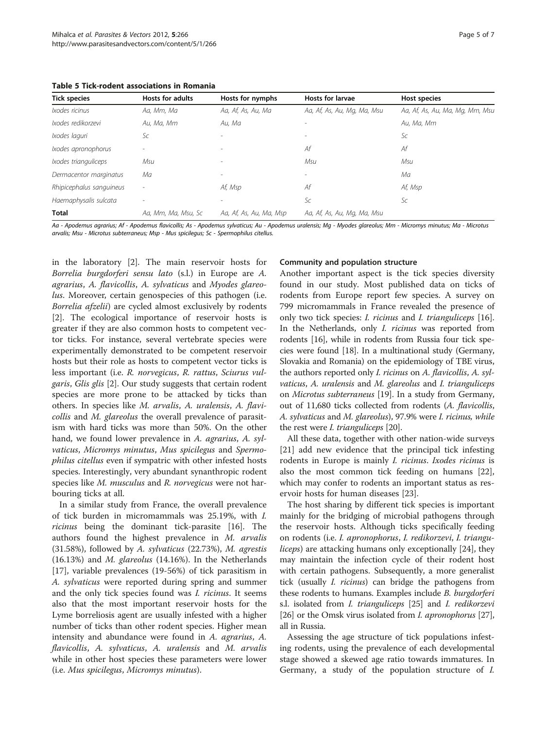**Table 5 Tick-rodent associations in Romania**

| Tick species | Hosts for adults | Hosts for nymphs | Hosts for larvae | Host species |
|---|---|---|---|---|
| *Ixodes ricinus* | *Aa, Mm, Ma* | *Aa, Af, As, Au, Ma* | *Aa, Af, As, Au, Mg, Ma, Msu* | *Aa, Af, As, Au, Ma, Mg, Mm, Msu* |
| *Ixodes redikorzevi* | *Au, Ma, Mm* | *Au, Ma* | - | *Au, Ma, Mm* |
| *Ixodes laguri* | *Sc* | - | - | *Sc* |
| *Ixodes apronophorus* | - | - | *Af* | *Af* |
| *Ixodes trianguliceps* | *Msu* | - | *Msu* | *Msu* |
| *Dermacentor marginatus* | *Ma* | - | - | *Ma* |
| *Rhipicephalus sanguineus* | - | *Af, Msp* | *Af* | *Af, Msp* |
| *Haemaphysalis sulcata* | - | - | *Sc* | *Sc* |
| **Total** | *Aa, Mm, Ma, Msu, Sc* | *Aa, Af, As, Au, Ma, Msp* | *Aa, Af, As, Au, Mg, Ma, Msu* | |

*Aa - Apodemus agrarius; Af - Apodemus flavicollis; As - Apodemus sylvaticus; Au - Apodemus uralensis; Mg - Myodes glareolus; Mm - Micromys minutus; Ma - Microtus arvalis; Msu - Microtus subterraneus; Msp - Mus spicilegus; Sc - Spermophilus citellus.*

in the laboratory [2]. The main reservoir hosts for *Borrelia burgdorferi sensu lato* (s.l.) in Europe are *A. agrarius*, *A. flavicollis*, *A. sylvaticus* and *Myodes glareolus*. Moreover, certain genospecies of this pathogen (i.e. *Borrelia afzelii*) are cycled almost exclusively by rodents [2]. The ecological importance of reservoir hosts is greater if they are also common hosts to competent vector ticks. For instance, several vertebrate species were experimentally demonstrated to be competent reservoir hosts but their role as hosts to competent vector ticks is less important (i.e. *R. norvegicus*, *R. rattus*, *Sciurus vulgaris*, *Glis glis* [2]. Our study suggests that certain rodent species are more prone to be attacked by ticks than others. In species like *M. arvalis*, *A. uralensis*, *A. flavicollis* and *M. glareolus* the overall prevalence of parasitism with hard ticks was more than 50%. On the other hand, we found lower prevalence in *A. agrarius*, *A. sylvaticus*, *Micromys minutus*, *Mus spicilegus* and *Spermophilus citellus* even if sympatric with other infested hosts species. Interestingly, very abundant synanthropic rodent species like *M. musculus* and *R. norvegicus* were not harbouring ticks at all.

In a similar study from France, the overall prevalence of tick burden in micromammals was 25.19%, with *I. ricinus* being the dominant tick-parasite [16]. The authors found the highest prevalence in *M. arvalis* (31.58%), followed by *A. sylvaticus* (22.73%), *M. agrestis* (16.13%) and *M. glareolus* (14.16%). In the Netherlands [17], variable prevalences (19-56%) of tick parasitism in *A. sylvaticus* were reported during spring and summer and the only tick species found was *I. ricinus*. It seems also that the most important reservoir hosts for the Lyme borreliosis agent are usually infested with a higher number of ticks than other rodent species. Higher mean intensity and abundance were found in *A. agrarius*, *A. flavicollis*, *A. sylvaticus*, *A. uralensis* and *M. arvalis* while in other host species these parameters were lower (i.e. *Mus spicilegus*, *Micromys minutus*).

### Community and population structure

Another important aspect is the tick species diversity found in our study. Most published data on ticks of rodents from Europe report few species. A survey on 799 micromammals in France revealed the presence of only two tick species: *I. ricinus* and *I. trianguliceps* [16]. In the Netherlands, only *I. ricinus* was reported from rodents [16], while in rodents from Russia four tick species were found [18]. In a multinational study (Germany, Slovakia and Romania) on the epidemiology of TBE virus, the authors reported only *I. ricinus* on *A. flavicollis*, *A. sylvaticus*, *A. uralensis* and *M. glareolus* and *I. trianguliceps* on *Microtus subterraneus* [19]. In a study from Germany, out of 11,680 ticks collected from rodents (*A. flavicollis*, *A. sylvaticus* and *M. glareolus*), 97.9% were *I. ricinus, while* the rest were *I. trianguliceps* [20].

All these data, together with other nation-wide surveys [21] add new evidence that the principal tick infesting rodents in Europe is mainly *I. ricinus*. *Ixodes ricinus* is also the most common tick feeding on humans [22], which may confer to rodents an important status as reservoir hosts for human diseases [23].

The host sharing by different tick species is important mainly for the bridging of microbial pathogens through the reservoir hosts. Although ticks specifically feeding on rodents (i.e. *I. apronophorus*, *I. redikorzevi*, *I. trianguliceps*) are attacking humans only exceptionally [24], they may maintain the infection cycle of their rodent host with certain pathogens. Subsequently, a more generalist tick (usually *I. ricinus*) can bridge the pathogens from these rodents to humans. Examples include *B. burgdorferi* s.l. isolated from *I. trianguliceps* [25] and *I. redikorzevi* [26] or the Omsk virus isolated from *I. apronophorus* [27], all in Russia.

Assessing the age structure of tick populations infesting rodents, using the prevalence of each developmental stage showed a skewed age ratio towards immatures. In Germany, a study of the population structure of *I.*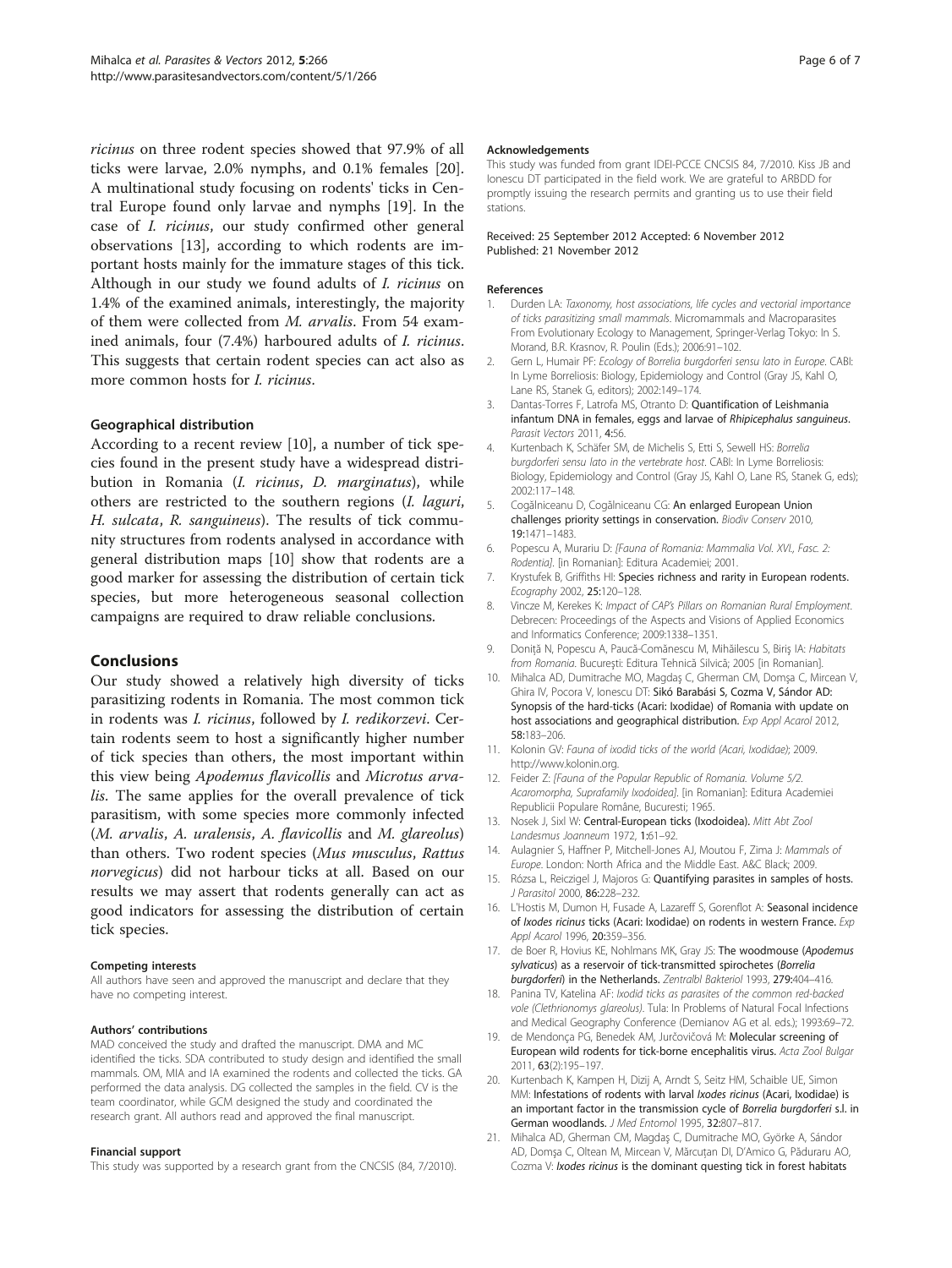*ricinus* on three rodent species showed that 97.9% of all ticks were larvae, 2.0% nymphs, and 0.1% females [20]. A multinational study focusing on rodents' ticks in Central Europe found only larvae and nymphs [19]. In the case of *I. ricinus*, our study confirmed other general observations [13], according to which rodents are important hosts mainly for the immature stages of this tick. Although in our study we found adults of *I. ricinus* on 1.4% of the examined animals, interestingly, the majority of them were collected from *M. arvalis*. From 54 examined animals, four (7.4%) harboured adults of *I. ricinus*. This suggests that certain rodent species can act also as more common hosts for *I. ricinus*.

### Geographical distribution

According to a recent review [10], a number of tick species found in the present study have a widespread distribution in Romania (*I. ricinus*, *D. marginatus*), while others are restricted to the southern regions (*I. laguri*, *H. sulcata*, *R. sanguineus*). The results of tick community structures from rodents analysed in accordance with general distribution maps [10] show that rodents are a good marker for assessing the distribution of certain tick species, but more heterogeneous seasonal collection campaigns are required to draw reliable conclusions.

## Conclusions

Our study showed a relatively high diversity of ticks parasitizing rodents in Romania. The most common tick in rodents was *I. ricinus*, followed by *I. redikorzevi*. Certain rodents seem to host a significantly higher number of tick species than others, the most important within this view being *Apodemus flavicollis* and *Microtus arvalis*. The same applies for the overall prevalence of tick parasitism, with some species more commonly infected (*M. arvalis*, *A. uralensis*, *A. flavicollis* and *M. glareolus*) than others. Two rodent species (*Mus musculus*, *Rattus norvegicus*) did not harbour ticks at all. Based on our results we may assert that rodents generally can act as good indicators for assessing the distribution of certain tick species.

#### Competing interests

All authors have seen and approved the manuscript and declare that they have no competing interest.

#### Authors' contributions

MAD conceived the study and drafted the manuscript. DMA and MC identified the ticks. SDA contributed to study design and identified the small mammals. OM, MIA and IA examined the rodents and collected the ticks. GA performed the data analysis. DG collected the samples in the field. CV is the team coordinator, while GCM designed the study and coordinated the research grant. All authors read and approved the final manuscript.

#### Financial support

This study was supported by a research grant from the CNCSIS (84, 7/2010).

#### Acknowledgements

This study was funded from grant IDEI-PCCE CNCSIS 84, 7/2010. Kiss JB and Ionescu DT participated in the field work. We are grateful to ARBDD for promptly issuing the research permits and granting us to use their field stations.

Received: 25 September 2012 Accepted: 6 November 2012
Published: 21 November 2012

#### References

1. Durden LA: *Taxonomy, host associations, life cycles and vectorial importance of ticks parasitizing small mammals*. Micromammals and Macroparasites From Evolutionary Ecology to Management, Springer-Verlag Tokyo: In S. Morand, B.R. Krasnov, R. Poulin (Eds.); 2006:91–102.
2. Gern L, Humair PF: *Ecology of Borrelia burgdorferi sensu lato in Europe*. CABI: In Lyme Borreliosis: Biology, Epidemiology and Control (Gray JS, Kahl O, Lane RS, Stanek G, editors); 2002:149–174.
3. Dantas-Torres F, Latrofa MS, Otranto D: **Quantification of Leishmania infantum DNA in females, eggs and larvae of *Rhipicephalus sanguineus*.** *Parasit Vectors* 2011, **4:**56.
4. Kurtenbach K, Schäfer SM, de Michelis S, Etti S, Sewell HS: *Borrelia burgdorferi sensu lato in the vertebrate host*. CABI: In Lyme Borreliosis: Biology, Epidemiology and Control (Gray JS, Kahl O, Lane RS, Stanek G, eds); 2002:117–148.
5. Cogălniceanu D, Cogălniceanu CG: **An enlarged European Union challenges priority settings in conservation.** *Biodiv Conserv* 2010, **19:**1471–1483.
6. Popescu A, Murariu D: *[Fauna of Romania: Mammalia Vol. XVI., Fasc. 2: Rodentia]*. [in Romanian]: Editura Academiei; 2001.
7. Krystufek B, Griffiths HI: **Species richness and rarity in European rodents.** *Ecography* 2002, **25:**120–128.
8. Vincze M, Kerekes K: *Impact of CAP's Pillars on Romanian Rural Employment*. Debrecen: Proceedings of the Aspects and Visions of Applied Economics and Informatics Conference; 2009:1338–1351.
9. Doniță N, Popescu A, Paucă-Comănescu M, Mihăilescu S, Biriş IA: *Habitats from Romania*. Bucureşti: Editura Tehnică Silvică; 2005 [in Romanian].
10. Mihalca AD, Dumitrache MO, Magdaş C, Gherman CM, Domşa C, Mircean V, Ghira IV, Pocora V, Ionescu DT: Sikó Barabási S, Cozma V, Sándor AD: **Synopsis of the hard-ticks (Acari: Ixodidae) of Romania with update on host associations and geographical distribution.** *Exp Appl Acarol* 2012, **58:**183–206.
11. Kolonin GV: *Fauna of ixodid ticks of the world (Acari, Ixodidae)*; 2009. http://www.kolonin.org.
12. Feider Z: *[Fauna of the Popular Republic of Romania. Volume 5/2. Acaromorpha, Suprafamily Ixodoidea]*. [in Romanian]: Editura Academiei Republicii Populare Române, Bucuresti; 1965.
13. Nosek J, Sixl W: **Central-European ticks (Ixodoidea).** *Mitt Abt Zool Landesmus Joanneum* 1972, **1:**61–92.
14. Aulagnier S, Haffner P, Mitchell-Jones AJ, Moutou F, Zima J: *Mammals of Europe*. London: North Africa and the Middle East. A&C Black; 2009.
15. Rózsa L, Reiczigel J, Majoros G: **Quantifying parasites in samples of hosts.** *J Parasitol* 2000, **86:**228–232.
16. L'Hostis M, Dumon H, Fusade A, Lazareff S, Gorenflot A: **Seasonal incidence of *Ixodes ricinus* ticks (Acari: Ixodidae) on rodents in western France.** *Exp Appl Acarol* 1996, **20:**359–356.
17. de Boer R, Hovius KE, Nohlmans MK, Gray JS: **The woodmouse (*Apodemus sylvaticus*) as a reservoir of tick-transmitted spirochetes (*Borrelia burgdorferi*) in the Netherlands.** *Zentralbl Bakteriol* 1993, **279:**404–416.
18. Panina TV, Katelina AF: *Ixodid ticks as parasites of the common red-backed vole (Clethrionomys glareolus)*. Tula: In Problems of Natural Focal Infections and Medical Geography Conference (Demianov AG et al. eds.); 1993:69–72.
19. de Mendonça PG, Benedek AM, Jurčovičová M: **Molecular screening of European wild rodents for tick-borne encephalitis virus.** *Acta Zool Bulgar* 2011, **63**(2):195–197.
20. Kurtenbach K, Kampen H, Dizij A, Arndt S, Seitz HM, Schaible UE, Simon MM: **Infestations of rodents with larval *Ixodes ricinus* (Acari, Ixodidae) is an important factor in the transmission cycle of *Borrelia burgdorferi* s.l. in German woodlands.** *J Med Entomol* 1995, **32:**807–817.
21. Mihalca AD, Gherman CM, Magdaş C, Dumitrache MO, Györke A, Sándor AD, Domşa C, Oltean M, Mircean V, Mărcuţan DI, D'Amico G, Păduraru AO, Cozma V: ***Ixodes ricinus* is the dominant questing tick in forest habitats**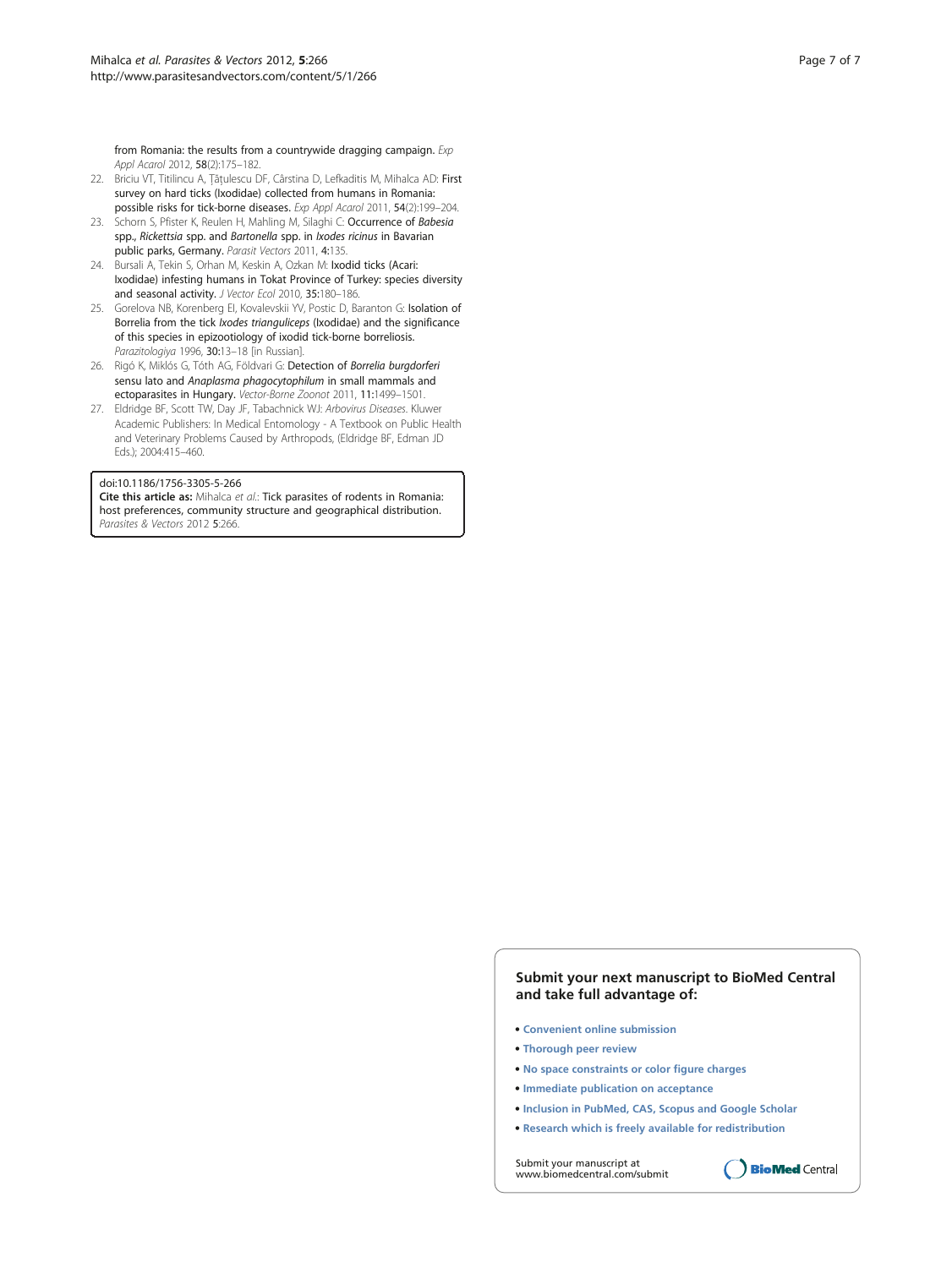from Romania: the results from a countrywide dragging campaign. *Exp Appl Acarol* 2012, **58**(2):175–182.

22. Briciu VT, Titilincu A, Țățulescu DF, Cârstina D, Lefkaditis M, Mihalca AD: **First survey on hard ticks (Ixodidae) collected from humans in Romania: possible risks for tick-borne diseases.** *Exp Appl Acarol* 2011, **54**(2):199–204.
23. Schorn S, Pfister K, Reulen H, Mahling M, Silaghi C: **Occurrence of *Babesia* spp., *Rickettsia* spp. and *Bartonella* spp. in *Ixodes ricinus* in Bavarian public parks, Germany.** *Parasit Vectors* 2011, **4**:135.
24. Bursali A, Tekin S, Orhan M, Keskin A, Ozkan M: **Ixodid ticks (Acari: Ixodidae) infesting humans in Tokat Province of Turkey: species diversity and seasonal activity.** *J Vector Ecol* 2010, **35**:180–186.
25. Gorelova NB, Korenberg EI, Kovalevskii YV, Postic D, Baranton G: **Isolation of Borrelia from the tick *Ixodes trianguliceps* (Ixodidae) and the significance of this species in epizootiology of ixodid tick-borne borreliosis.** *Parazitologiya* 1996, **30**:13–18 [in Russian].
26. Rigó K, Miklós G, Tóth AG, Földvari G: **Detection of *Borrelia burgdorferi* sensu lato and *Anaplasma phagocytophilum* in small mammals and ectoparasites in Hungary.** *Vector-Borne Zoonot* 2011, **11**:1499–1501.
27. Eldridge BF, Scott TW, Day JF, Tabachnick WJ: *Arbovirus Diseases*. Kluwer Academic Publishers: In Medical Entomology - A Textbook on Public Health and Veterinary Problems Caused by Arthropods, (Eldridge BF, Edman JD Eds.); 2004:415–460.

doi:10.1186/1756-3305-5-266
**Cite this article as:** Mihalca *et al.*: Tick parasites of rodents in Romania: host preferences, community structure and geographical distribution. *Parasites & Vectors* 2012 **5**:266.

**Submit your next manuscript to BioMed Central and take full advantage of:**

- **Convenient online submission**
- **Thorough peer review**
- **No space constraints or color figure charges**
- **Immediate publication on acceptance**
- **Inclusion in PubMed, CAS, Scopus and Google Scholar**
- **Research which is freely available for redistribution**

Submit your manuscript at
www.biomedcentral.com/submit

BioMed Central